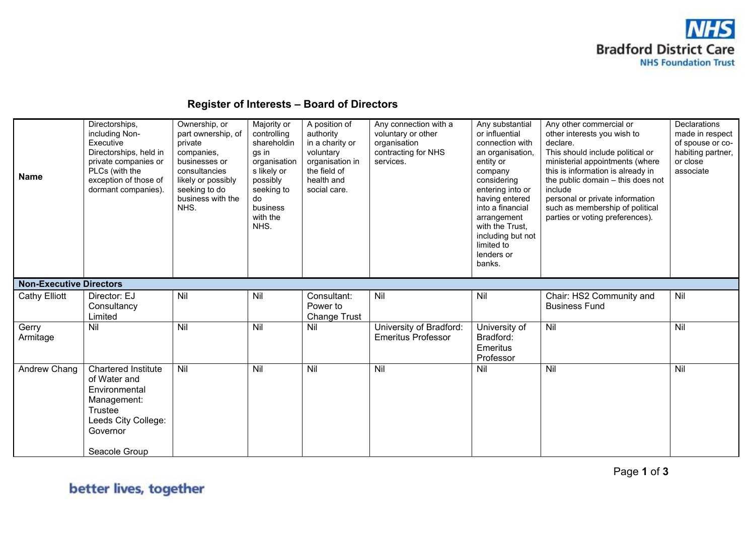## Register of Interests – Board of Directors

| Name | Directorships, including Non-Executive Directorships, held in private companies or PLCs (with the exception of those of dormant companies). | Ownership, or part ownership, of private companies, businesses or consultancies likely or possibly seeking to do business with the NHS. | Majority or controlling shareholdings in organisations likely or possibly seeking to do business with the NHS. | A position of authority in a charity or voluntary organisation in the field of health and social care. | Any connection with a voluntary or other organisation contracting for NHS services. | Any substantial or influential connection with an organisation, entity or company considering entering into or having entered into a financial arrangement with the Trust, including but not limited to lenders or banks. | Any other commercial or other interests you wish to declare. This should include political or ministerial appointments (where this is information is already in the public domain – this does not include personal or private information such as membership of political parties or voting preferences). | Declarations made in respect of spouse or co-habiting partner, or close associate |
|---|---|---|---|---|---|---|---|---|
| **Non-Executive Directors** | | | | | | | | |
| Cathy Elliott | Director: EJ Consultancy Limited | Nil | Nil | Consultant: Power to Change Trust | Nil | Nil | Chair: HS2 Community and Business Fund | Nil |
| Gerry Armitage | Nil | Nil | Nil | Nil | University of Bradford: Emeritus Professor | University of Bradford: Emeritus Professor | Nil | Nil |
| Andrew Chang | Chartered Institute of Water and Environmental Management: Trustee<br>Leeds City College: Governor<br><br>Seacole Group | Nil | Nil | Nil | Nil | Nil | Nil | Nil |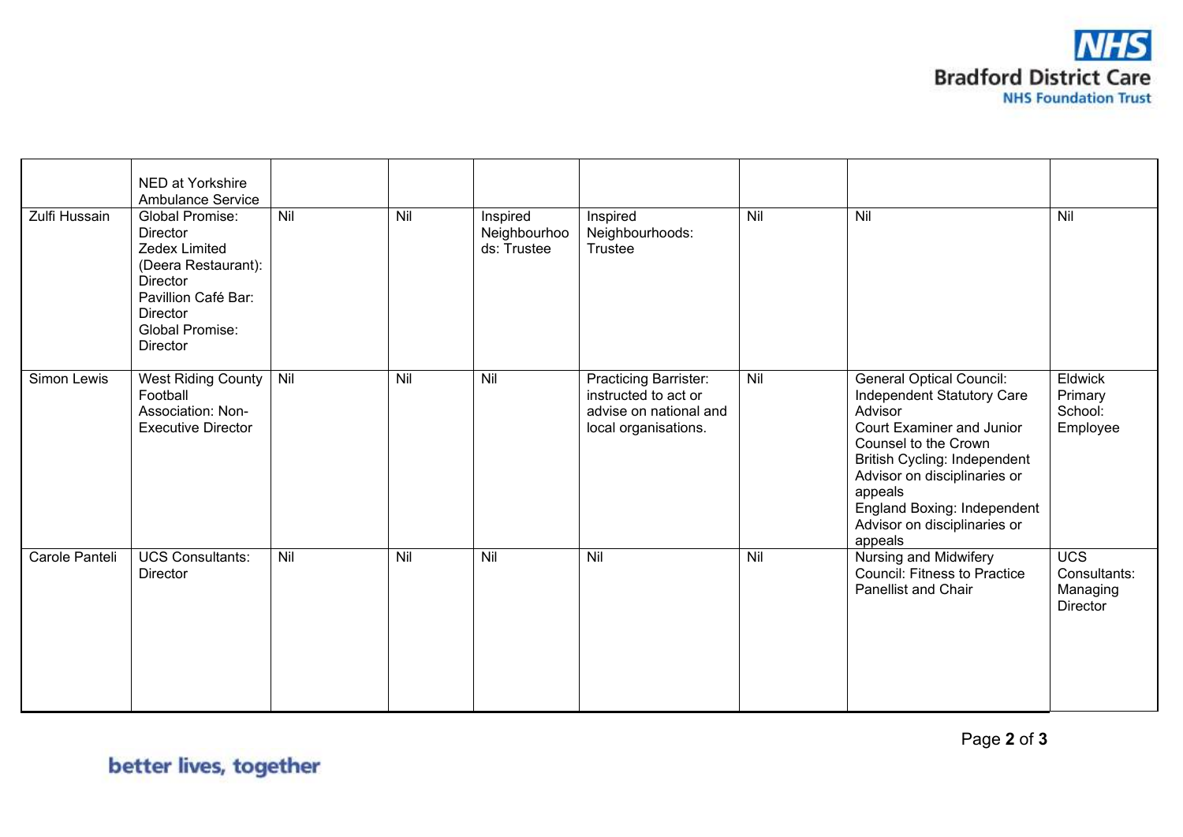| | | | | | | | | |
|---|---|---|---|---|---|---|---|---|
| | NED at Yorkshire Ambulance Service | | | | | | | |
| Zulfi Hussain | Global Promise: Director<br>Zedex Limited (Deera Restaurant): Director<br>Pavillion Café Bar: Director<br>Global Promise: Director | Nil | Nil | Inspired Neighbourhoods: Trustee | Inspired Neighbourhoods: Trustee | Nil | Nil | Nil |
| Simon Lewis | West Riding County Football Association: Non-Executive Director | Nil | Nil | Nil | Practicing Barrister: instructed to act or advise on national and local organisations. | Nil | General Optical Council: Independent Statutory Care Advisor<br>Court Examiner and Junior Counsel to the Crown<br>British Cycling: Independent Advisor on disciplinaries or appeals<br>England Boxing: Independent Advisor on disciplinaries or appeals | Eldwick Primary School: Employee |
| Carole Panteli | UCS Consultants: Director | Nil | Nil | Nil | Nil | Nil | Nursing and Midwifery Council: Fitness to Practice Panellist and Chair | UCS Consultants: Managing Director |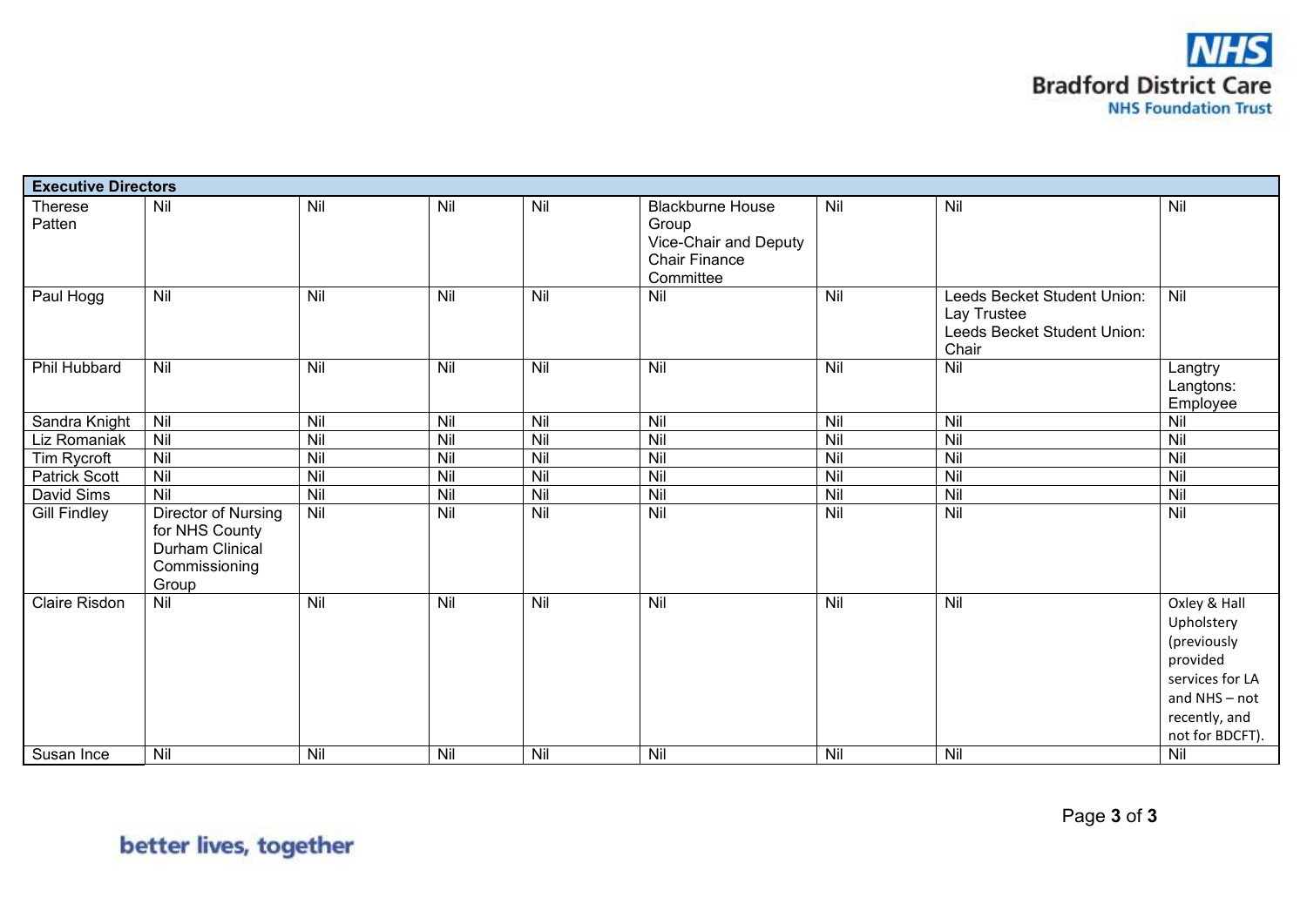| | | | | | | | | |
|---|---|---|---|---|---|---|---|---|
| **Executive Directors** | | | | | | | | |
| Therese Patten | Nil | Nil | Nil | Nil | Blackburne House Group Vice-Chair and Deputy Chair Finance Committee | Nil | Nil | Nil |
| Paul Hogg | Nil | Nil | Nil | Nil | Nil | Nil | Leeds Becket Student Union: Lay Trustee Leeds Becket Student Union: Chair | Nil |
| Phil Hubbard | Nil | Nil | Nil | Nil | Nil | Nil | Nil | Langtry Langtons: Employee |
| Sandra Knight | Nil | Nil | Nil | Nil | Nil | Nil | Nil | Nil |
| Liz Romaniak | Nil | Nil | Nil | Nil | Nil | Nil | Nil | Nil |
| Tim Rycroft | Nil | Nil | Nil | Nil | Nil | Nil | Nil | Nil |
| Patrick Scott | Nil | Nil | Nil | Nil | Nil | Nil | Nil | Nil |
| David Sims | Nil | Nil | Nil | Nil | Nil | Nil | Nil | Nil |
| Gill Findley | Director of Nursing for NHS County Durham Clinical Commissioning Group | Nil | Nil | Nil | Nil | Nil | Nil | Nil |
| Claire Risdon | Nil | Nil | Nil | Nil | Nil | Nil | Nil | Oxley & Hall Upholstery (previously provided services for LA and NHS – not recently, and not for BDCFT). |
| Susan Ince | Nil | Nil | Nil | Nil | Nil | Nil | Nil | Nil |